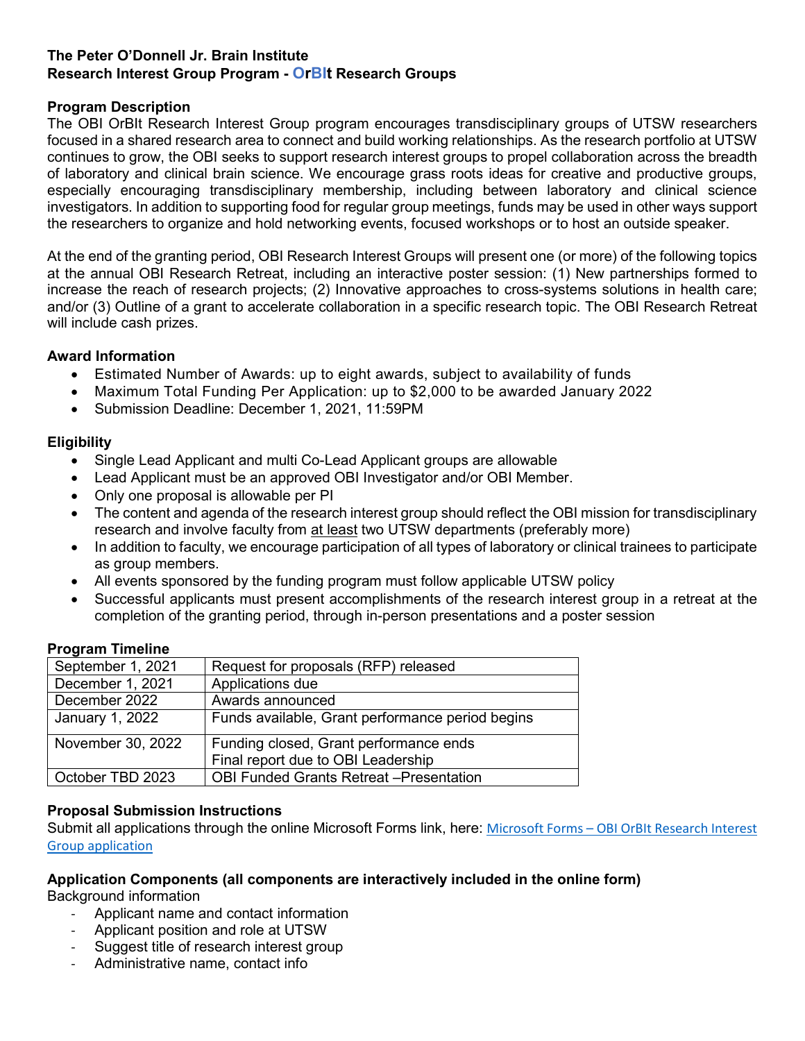**The Peter O'Donnell Jr. Brain Institute**
**Research Interest Group Program - OrBIt Research Groups**

**Program Description**

The OBI OrBIt Research Interest Group program encourages transdisciplinary groups of UTSW researchers focused in a shared research area to connect and build working relationships. As the research portfolio at UTSW continues to grow, the OBI seeks to support research interest groups to propel collaboration across the breadth of laboratory and clinical brain science. We encourage grass roots ideas for creative and productive groups, especially encouraging transdisciplinary membership, including between laboratory and clinical science investigators. In addition to supporting food for regular group meetings, funds may be used in other ways support the researchers to organize and hold networking events, focused workshops or to host an outside speaker.

At the end of the granting period, OBI Research Interest Groups will present one (or more) of the following topics at the annual OBI Research Retreat, including an interactive poster session: (1) New partnerships formed to increase the reach of research projects; (2) Innovative approaches to cross-systems solutions in health care; and/or (3) Outline of a grant to accelerate collaboration in a specific research topic. The OBI Research Retreat will include cash prizes.

**Award Information**

- Estimated Number of Awards: up to eight awards, subject to availability of funds
- Maximum Total Funding Per Application: up to $2,000 to be awarded January 2022
- Submission Deadline: December 1, 2021, 11:59PM

**Eligibility**

- Single Lead Applicant and multi Co-Lead Applicant groups are allowable
- Lead Applicant must be an approved OBI Investigator and/or OBI Member.
- Only one proposal is allowable per PI
- The content and agenda of the research interest group should reflect the OBI mission for transdisciplinary research and involve faculty from at least two UTSW departments (preferably more)
- In addition to faculty, we encourage participation of all types of laboratory or clinical trainees to participate as group members.
- All events sponsored by the funding program must follow applicable UTSW policy
- Successful applicants must present accomplishments of the research interest group in a retreat at the completion of the granting period, through in-person presentations and a poster session

**Program Timeline**

| | |
|---|---|
| September 1, 2021 | Request for proposals (RFP) released |
| December 1, 2021 | Applications due |
| December 2022 | Awards announced |
| January 1, 2022 | Funds available, Grant performance period begins |
| November 30, 2022 | Funding closed, Grant performance ends<br>Final report due to OBI Leadership |
| October TBD 2023 | OBI Funded Grants Retreat –Presentation |

**Proposal Submission Instructions**

Submit all applications through the online Microsoft Forms link, here: Microsoft Forms – OBI OrBIt Research Interest Group application

**Application Components (all components are interactively included in the online form)**

Background information

- Applicant name and contact information
- Applicant position and role at UTSW
- Suggest title of research interest group
- Administrative name, contact info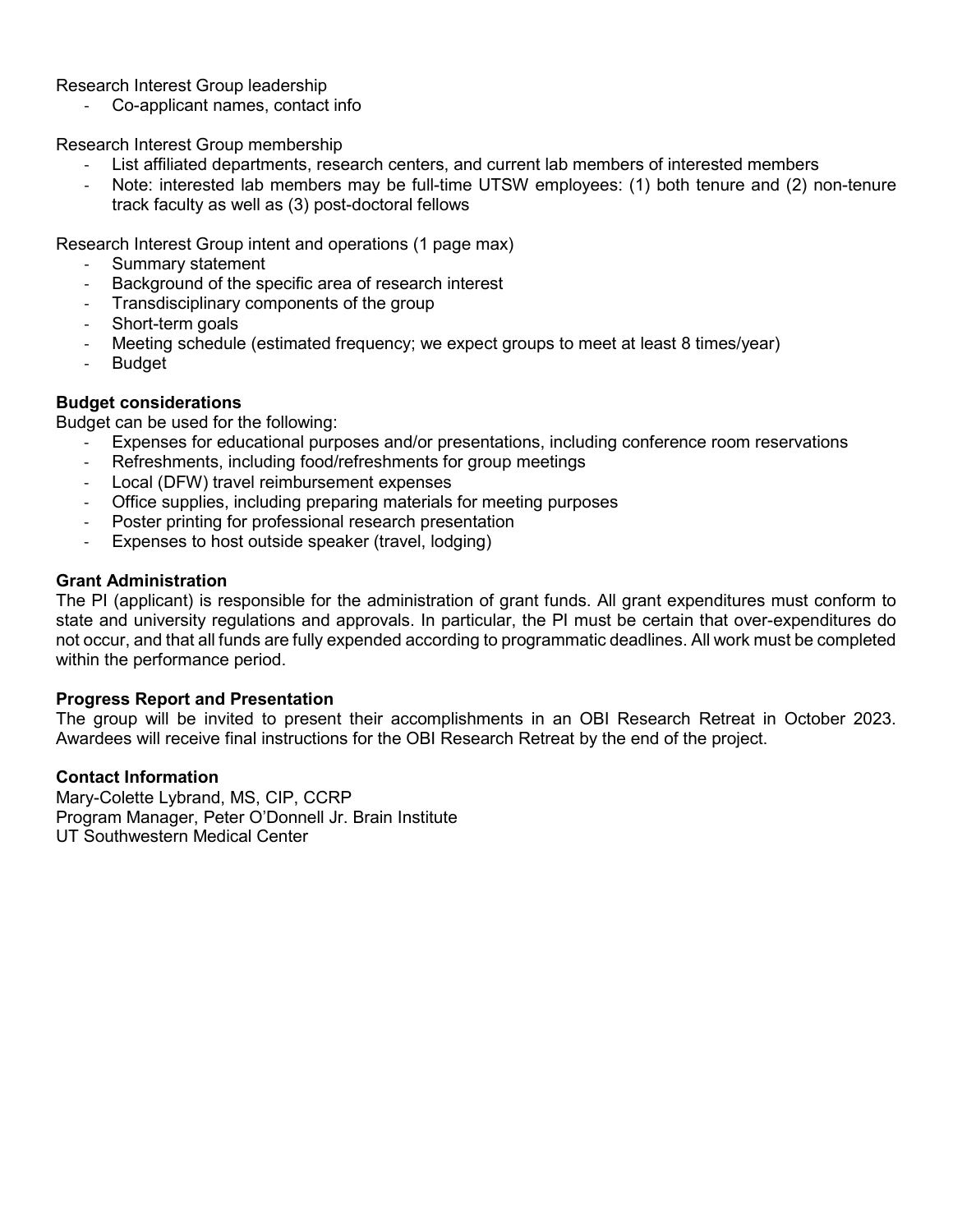Research Interest Group leadership

- Co-applicant names, contact info

Research Interest Group membership

- List affiliated departments, research centers, and current lab members of interested members
- Note: interested lab members may be full-time UTSW employees: (1) both tenure and (2) non-tenure track faculty as well as (3) post-doctoral fellows

Research Interest Group intent and operations (1 page max)

- Summary statement
- Background of the specific area of research interest
- Transdisciplinary components of the group
- Short-term goals
- Meeting schedule (estimated frequency; we expect groups to meet at least 8 times/year)
- Budget

**Budget considerations**

Budget can be used for the following:

- Expenses for educational purposes and/or presentations, including conference room reservations
- Refreshments, including food/refreshments for group meetings
- Local (DFW) travel reimbursement expenses
- Office supplies, including preparing materials for meeting purposes
- Poster printing for professional research presentation
- Expenses to host outside speaker (travel, lodging)

**Grant Administration**

The PI (applicant) is responsible for the administration of grant funds. All grant expenditures must conform to state and university regulations and approvals. In particular, the PI must be certain that over-expenditures do not occur, and that all funds are fully expended according to programmatic deadlines. All work must be completed within the performance period.

**Progress Report and Presentation**

The group will be invited to present their accomplishments in an OBI Research Retreat in October 2023. Awardees will receive final instructions for the OBI Research Retreat by the end of the project.

**Contact Information**

Mary-Colette Lybrand, MS, CIP, CCRP
Program Manager, Peter O'Donnell Jr. Brain Institute
UT Southwestern Medical Center